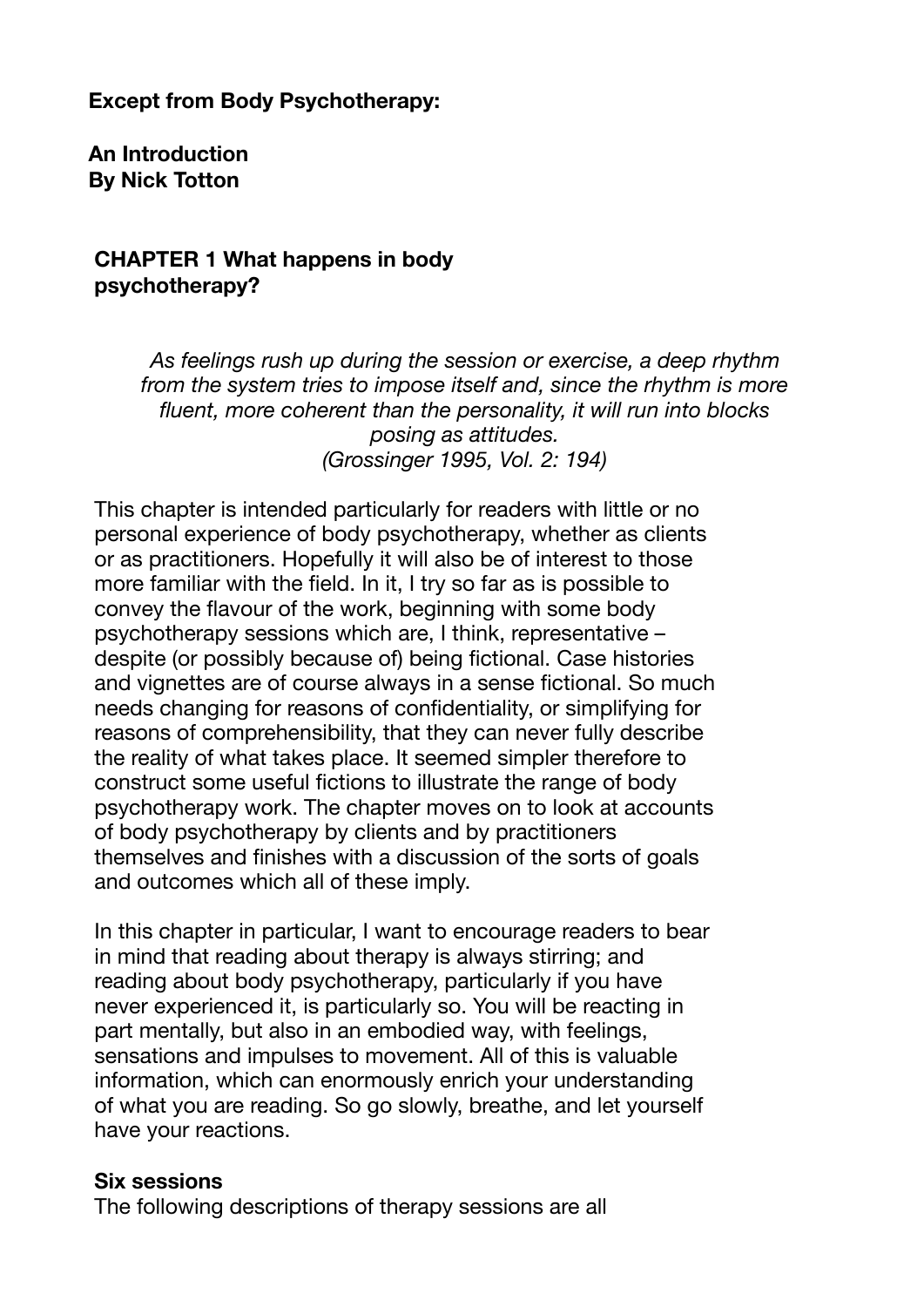**Except from Body Psychotherapy:**

**An Introduction**
**By Nick Totton**

## CHAPTER 1 What happens in body psychotherapy?

> *As feelings rush up during the session or exercise, a deep rhythm from the system tries to impose itself and, since the rhythm is more fluent, more coherent than the personality, it will run into blocks posing as attitudes.*
> *(Grossinger 1995, Vol. 2: 194)*

This chapter is intended particularly for readers with little or no personal experience of body psychotherapy, whether as clients or as practitioners. Hopefully it will also be of interest to those more familiar with the field. In it, I try so far as is possible to convey the flavour of the work, beginning with some body psychotherapy sessions which are, I think, representative – despite (or possibly because of) being fictional. Case histories and vignettes are of course always in a sense fictional. So much needs changing for reasons of confidentiality, or simplifying for reasons of comprehensibility, that they can never fully describe the reality of what takes place. It seemed simpler therefore to construct some useful fictions to illustrate the range of body psychotherapy work. The chapter moves on to look at accounts of body psychotherapy by clients and by practitioners themselves and finishes with a discussion of the sorts of goals and outcomes which all of these imply.

In this chapter in particular, I want to encourage readers to bear in mind that reading about therapy is always stirring; and reading about body psychotherapy, particularly if you have never experienced it, is particularly so. You will be reacting in part mentally, but also in an embodied way, with feelings, sensations and impulses to movement. All of this is valuable information, which can enormously enrich your understanding of what you are reading. So go slowly, breathe, and let yourself have your reactions.

### Six sessions

The following descriptions of therapy sessions are all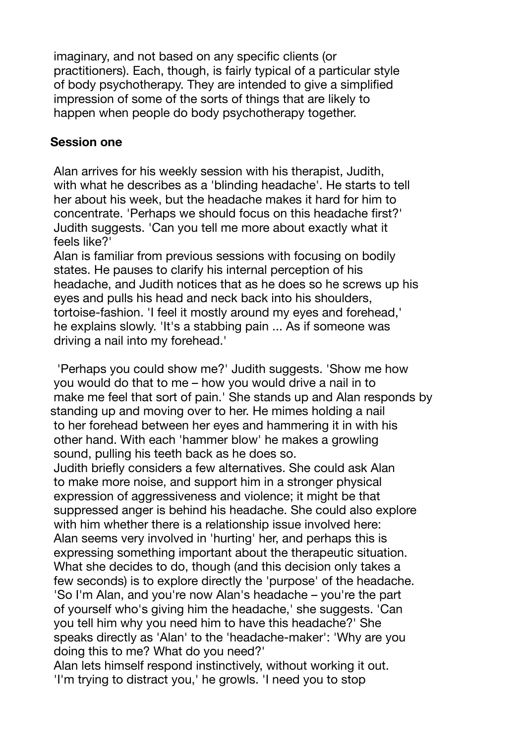imaginary, and not based on any specific clients (or practitioners). Each, though, is fairly typical of a particular style of body psychotherapy. They are intended to give a simplified impression of some of the sorts of things that are likely to happen when people do body psychotherapy together.

**Session one**

Alan arrives for his weekly session with his therapist, Judith, with what he describes as a 'blinding headache'. He starts to tell her about his week, but the headache makes it hard for him to concentrate. 'Perhaps we should focus on this headache first?' Judith suggests. 'Can you tell me more about exactly what it feels like?'

Alan is familiar from previous sessions with focusing on bodily states. He pauses to clarify his internal perception of his headache, and Judith notices that as he does so he screws up his eyes and pulls his head and neck back into his shoulders, tortoise-fashion. 'I feel it mostly around my eyes and forehead,' he explains slowly. 'It's a stabbing pain ... As if someone was driving a nail into my forehead.'

'Perhaps you could show me?' Judith suggests. 'Show me how you would do that to me – how you would drive a nail in to make me feel that sort of pain.' She stands up and Alan responds by standing up and moving over to her. He mimes holding a nail to her forehead between her eyes and hammering it in with his other hand. With each 'hammer blow' he makes a growling sound, pulling his teeth back as he does so.

Judith briefly considers a few alternatives. She could ask Alan to make more noise, and support him in a stronger physical expression of aggressiveness and violence; it might be that suppressed anger is behind his headache. She could also explore with him whether there is a relationship issue involved here: Alan seems very involved in 'hurting' her, and perhaps this is expressing something important about the therapeutic situation. What she decides to do, though (and this decision only takes a few seconds) is to explore directly the 'purpose' of the headache. 'So I'm Alan, and you're now Alan's headache – you're the part of yourself who's giving him the headache,' she suggests. 'Can you tell him why you need him to have this headache?' She speaks directly as 'Alan' to the 'headache-maker': 'Why are you doing this to me? What do you need?'

Alan lets himself respond instinctively, without working it out. 'I'm trying to distract you,' he growls. 'I need you to stop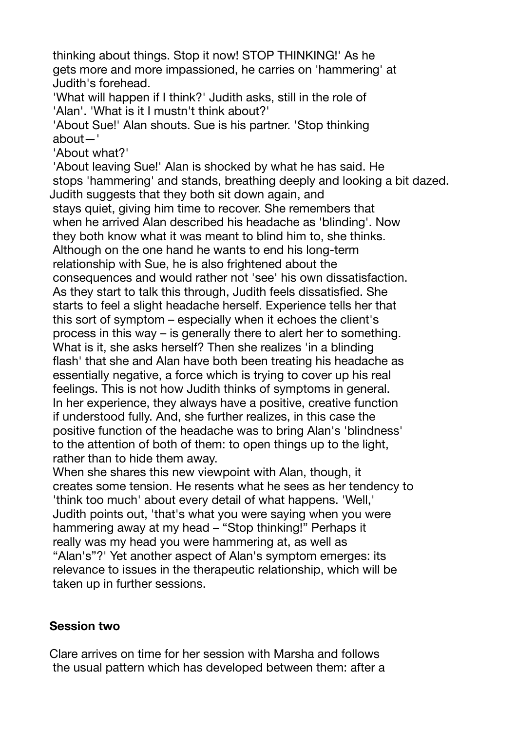thinking about things. Stop it now! STOP THINKING!' As he gets more and more impassioned, he carries on 'hammering' at Judith's forehead.

'What will happen if I think?' Judith asks, still in the role of 'Alan'. 'What is it I mustn't think about?'

'About Sue!' Alan shouts. Sue is his partner. 'Stop thinking about—'

'About what?'

'About leaving Sue!' Alan is shocked by what he has said. He stops 'hammering' and stands, breathing deeply and looking a bit dazed. Judith suggests that they both sit down again, and stays quiet, giving him time to recover. She remembers that when he arrived Alan described his headache as 'blinding'. Now they both know what it was meant to blind him to, she thinks. Although on the one hand he wants to end his long-term relationship with Sue, he is also frightened about the consequences and would rather not 'see' his own dissatisfaction. As they start to talk this through, Judith feels dissatisfied. She starts to feel a slight headache herself. Experience tells her that this sort of symptom – especially when it echoes the client's process in this way – is generally there to alert her to something. What is it, she asks herself? Then she realizes 'in a blinding flash' that she and Alan have both been treating his headache as essentially negative, a force which is trying to cover up his real feelings. This is not how Judith thinks of symptoms in general. In her experience, they always have a positive, creative function if understood fully. And, she further realizes, in this case the positive function of the headache was to bring Alan's 'blindness' to the attention of both of them: to open things up to the light, rather than to hide them away.

When she shares this new viewpoint with Alan, though, it creates some tension. He resents what he sees as her tendency to 'think too much' about every detail of what happens. 'Well,' Judith points out, 'that's what you were saying when you were hammering away at my head – "Stop thinking!" Perhaps it really was my head you were hammering at, as well as "Alan's"?' Yet another aspect of Alan's symptom emerges: its relevance to issues in the therapeutic relationship, which will be taken up in further sessions.

## Session two

Clare arrives on time for her session with Marsha and follows the usual pattern which has developed between them: after a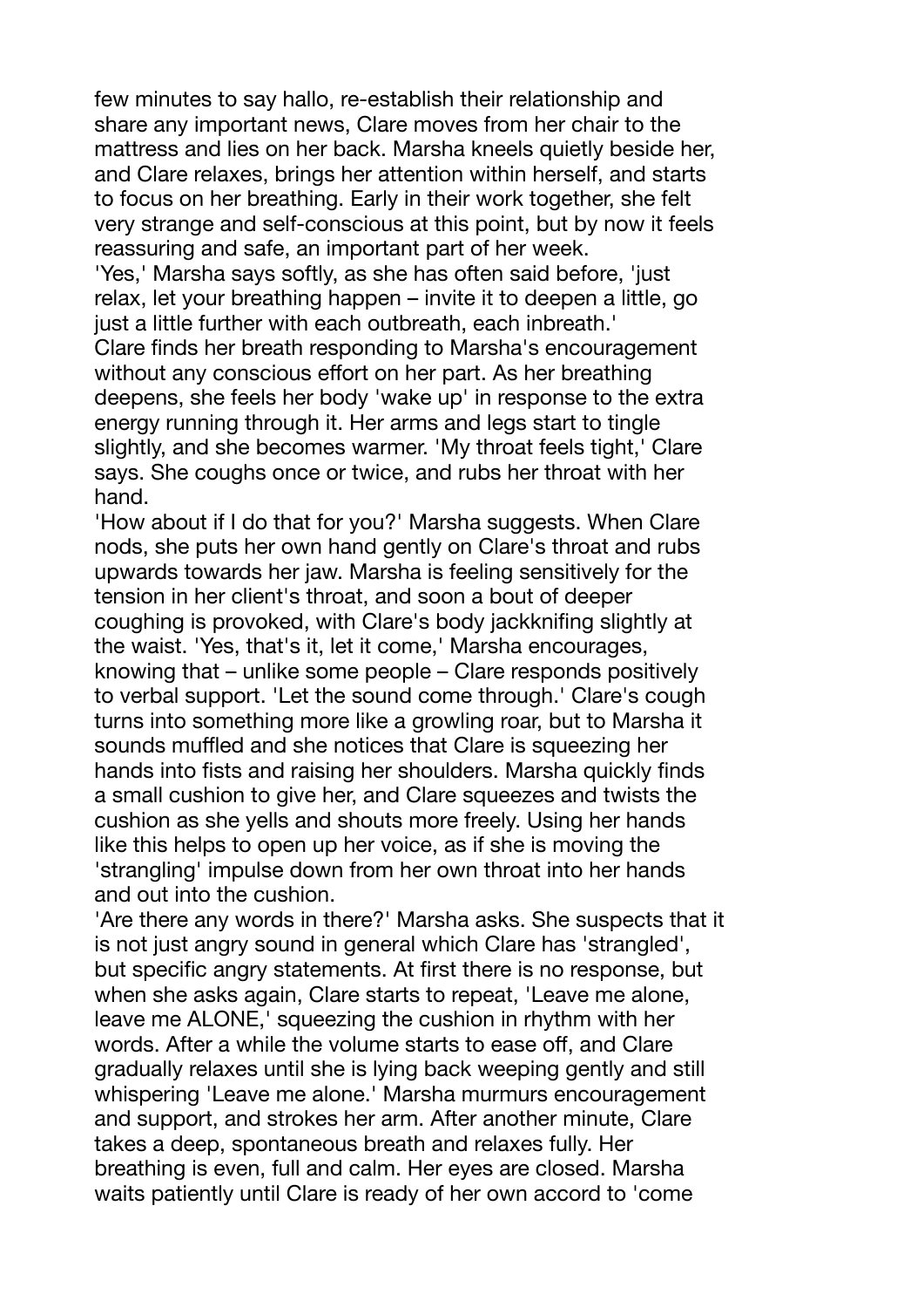few minutes to say hallo, re-establish their relationship and share any important news, Clare moves from her chair to the mattress and lies on her back. Marsha kneels quietly beside her, and Clare relaxes, brings her attention within herself, and starts to focus on her breathing. Early in their work together, she felt very strange and self-conscious at this point, but by now it feels reassuring and safe, an important part of her week.

'Yes,' Marsha says softly, as she has often said before, 'just relax, let your breathing happen – invite it to deepen a little, go just a little further with each outbreath, each inbreath.'

Clare finds her breath responding to Marsha's encouragement without any conscious effort on her part. As her breathing deepens, she feels her body 'wake up' in response to the extra energy running through it. Her arms and legs start to tingle slightly, and she becomes warmer. 'My throat feels tight,' Clare says. She coughs once or twice, and rubs her throat with her hand.

'How about if I do that for you?' Marsha suggests. When Clare nods, she puts her own hand gently on Clare's throat and rubs upwards towards her jaw. Marsha is feeling sensitively for the tension in her client's throat, and soon a bout of deeper coughing is provoked, with Clare's body jackknifing slightly at the waist. 'Yes, that's it, let it come,' Marsha encourages, knowing that – unlike some people – Clare responds positively to verbal support. 'Let the sound come through.' Clare's cough turns into something more like a growling roar, but to Marsha it sounds muffled and she notices that Clare is squeezing her hands into fists and raising her shoulders. Marsha quickly finds a small cushion to give her, and Clare squeezes and twists the cushion as she yells and shouts more freely. Using her hands like this helps to open up her voice, as if she is moving the 'strangling' impulse down from her own throat into her hands and out into the cushion.

'Are there any words in there?' Marsha asks. She suspects that it is not just angry sound in general which Clare has 'strangled', but specific angry statements. At first there is no response, but when she asks again, Clare starts to repeat, 'Leave me alone, leave me ALONE,' squeezing the cushion in rhythm with her words. After a while the volume starts to ease off, and Clare gradually relaxes until she is lying back weeping gently and still whispering 'Leave me alone.' Marsha murmurs encouragement and support, and strokes her arm. After another minute, Clare takes a deep, spontaneous breath and relaxes fully. Her breathing is even, full and calm. Her eyes are closed. Marsha waits patiently until Clare is ready of her own accord to 'come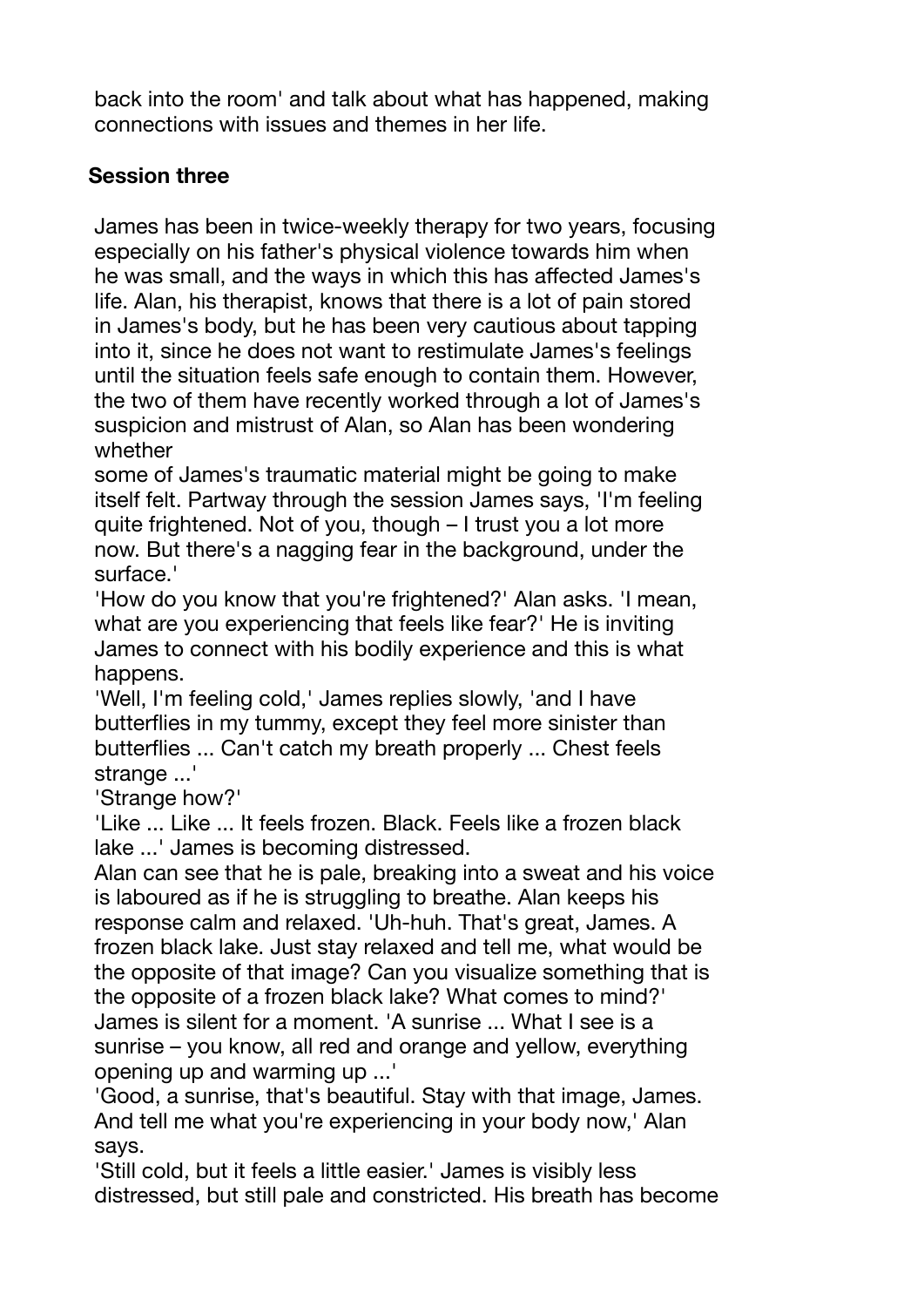back into the room' and talk about what has happened, making connections with issues and themes in her life.

### Session three

James has been in twice-weekly therapy for two years, focusing especially on his father's physical violence towards him when he was small, and the ways in which this has affected James's life. Alan, his therapist, knows that there is a lot of pain stored in James's body, but he has been very cautious about tapping into it, since he does not want to restimulate James's feelings until the situation feels safe enough to contain them. However, the two of them have recently worked through a lot of James's suspicion and mistrust of Alan, so Alan has been wondering whether some of James's traumatic material might be going to make itself felt. Partway through the session James says, 'I'm feeling quite frightened. Not of you, though – I trust you a lot more now. But there's a nagging fear in the background, under the surface.'

'How do you know that you're frightened?' Alan asks. 'I mean, what are you experiencing that feels like fear?' He is inviting James to connect with his bodily experience and this is what happens.

'Well, I'm feeling cold,' James replies slowly, 'and I have butterflies in my tummy, except they feel more sinister than butterflies ... Can't catch my breath properly ... Chest feels strange ...'

'Strange how?'

'Like ... Like ... It feels frozen. Black. Feels like a frozen black lake ...' James is becoming distressed.

Alan can see that he is pale, breaking into a sweat and his voice is laboured as if he is struggling to breathe. Alan keeps his response calm and relaxed. 'Uh-huh. That's great, James. A frozen black lake. Just stay relaxed and tell me, what would be the opposite of that image? Can you visualize something that is the opposite of a frozen black lake? What comes to mind?'

James is silent for a moment. 'A sunrise ... What I see is a sunrise – you know, all red and orange and yellow, everything opening up and warming up ...'

'Good, a sunrise, that's beautiful. Stay with that image, James. And tell me what you're experiencing in your body now,' Alan says.

'Still cold, but it feels a little easier.' James is visibly less distressed, but still pale and constricted. His breath has become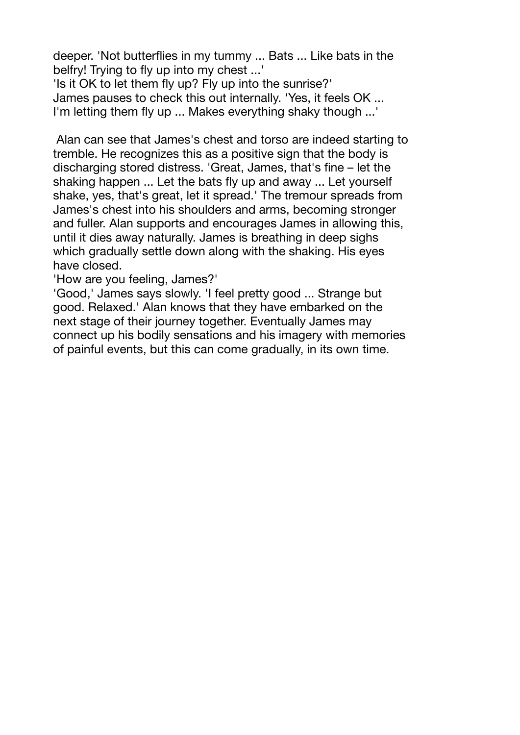deeper. 'Not butterflies in my tummy ... Bats ... Like bats in the belfry! Trying to fly up into my chest ...'

'Is it OK to let them fly up? Fly up into the sunrise?'

James pauses to check this out internally. 'Yes, it feels OK ... I'm letting them fly up ... Makes everything shaky though ...'

Alan can see that James's chest and torso are indeed starting to tremble. He recognizes this as a positive sign that the body is discharging stored distress. 'Great, James, that's fine – let the shaking happen ... Let the bats fly up and away ... Let yourself shake, yes, that's great, let it spread.' The tremour spreads from James's chest into his shoulders and arms, becoming stronger and fuller. Alan supports and encourages James in allowing this, until it dies away naturally. James is breathing in deep sighs which gradually settle down along with the shaking. His eyes have closed.

'How are you feeling, James?'

'Good,' James says slowly. 'I feel pretty good ... Strange but good. Relaxed.' Alan knows that they have embarked on the next stage of their journey together. Eventually James may connect up his bodily sensations and his imagery with memories of painful events, but this can come gradually, in its own time.